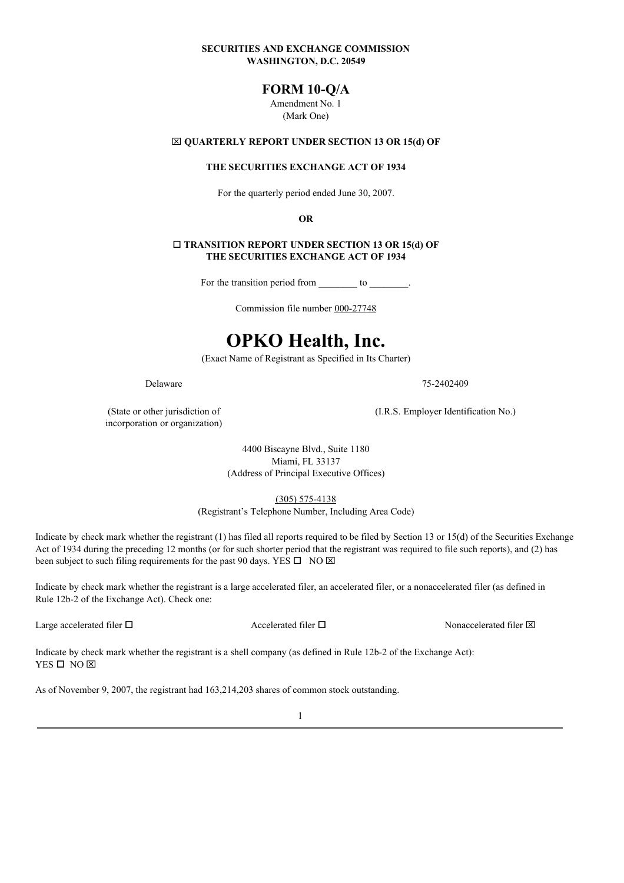**SECURITIES AND EXCHANGE COMMISSION**
**WASHINGTON, D.C. 20549**

# FORM 10-Q/A

Amendment No. 1
(Mark One)

☒ **QUARTERLY REPORT UNDER SECTION 13 OR 15(d) OF**

**THE SECURITIES EXCHANGE ACT OF 1934**

For the quarterly period ended June 30, 2007.

**OR**

☐ **TRANSITION REPORT UNDER SECTION 13 OR 15(d) OF THE SECURITIES EXCHANGE ACT OF 1934**

For the transition period from ________ to ________.

Commission file number 000-27748

# OPKO Health, Inc.

(Exact Name of Registrant as Specified in Its Charter)

| Delaware | 75-2402409 |
|---|---|
| (State or other jurisdiction of incorporation or organization) | (I.R.S. Employer Identification No.) |

4400 Biscayne Blvd., Suite 1180
Miami, FL 33137
(Address of Principal Executive Offices)

(305) 575-4138
(Registrant's Telephone Number, Including Area Code)

Indicate by check mark whether the registrant (1) has filed all reports required to be filed by Section 13 or 15(d) of the Securities Exchange Act of 1934 during the preceding 12 months (or for such shorter period that the registrant was required to file such reports), and (2) has been subject to such filing requirements for the past 90 days. YES ☐ NO ☒

Indicate by check mark whether the registrant is a large accelerated filer, an accelerated filer, or a nonaccelerated filer (as defined in Rule 12b-2 of the Exchange Act). Check one:

Large accelerated filer ☐ Accelerated filer ☐ Nonaccelerated filer ☒

Indicate by check mark whether the registrant is a shell company (as defined in Rule 12b-2 of the Exchange Act):
YES ☐ NO ☒

As of November 9, 2007, the registrant had 163,214,203 shares of common stock outstanding.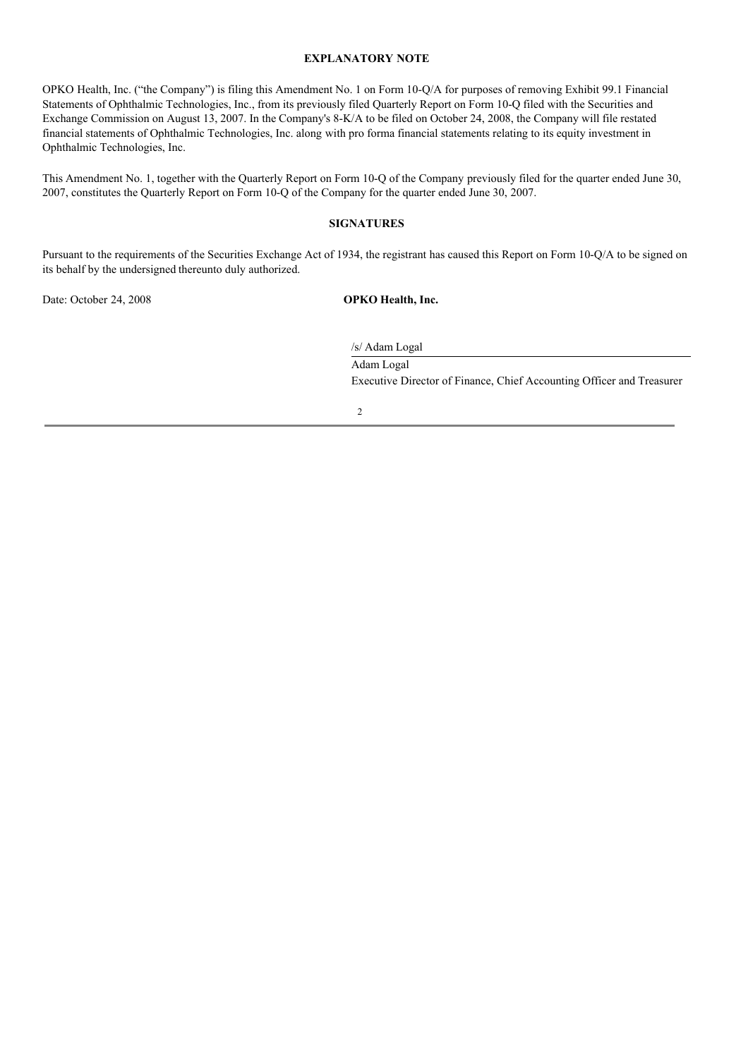## EXPLANATORY NOTE

OPKO Health, Inc. ("the Company") is filing this Amendment No. 1 on Form 10-Q/A for purposes of removing Exhibit 99.1 Financial Statements of Ophthalmic Technologies, Inc., from its previously filed Quarterly Report on Form 10-Q filed with the Securities and Exchange Commission on August 13, 2007. In the Company's 8-K/A to be filed on October 24, 2008, the Company will file restated financial statements of Ophthalmic Technologies, Inc. along with pro forma financial statements relating to its equity investment in Ophthalmic Technologies, Inc.

This Amendment No. 1, together with the Quarterly Report on Form 10-Q of the Company previously filed for the quarter ended June 30, 2007, constitutes the Quarterly Report on Form 10-Q of the Company for the quarter ended June 30, 2007.

## SIGNATURES

Pursuant to the requirements of the Securities Exchange Act of 1934, the registrant has caused this Report on Form 10-Q/A to be signed on its behalf by the undersigned thereunto duly authorized.

Date: October 24, 2008

**OPKO Health, Inc.**

/s/ Adam Logal

Adam Logal
Executive Director of Finance, Chief Accounting Officer and Treasurer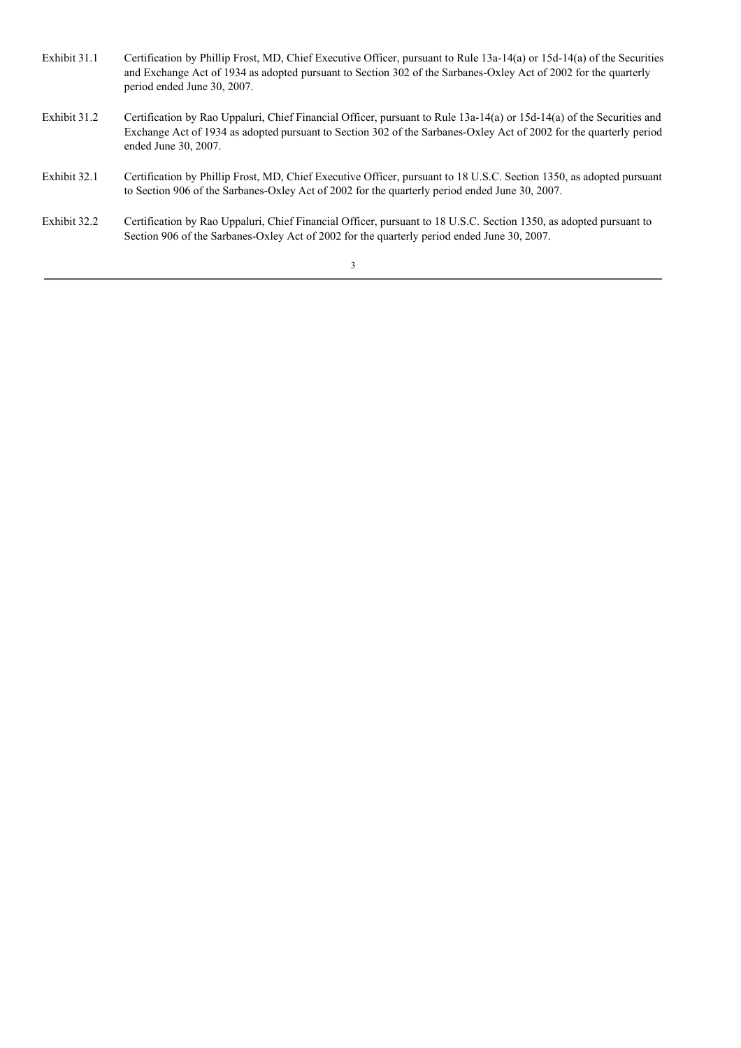| | |
|---|---|
| Exhibit 31.1 | Certification by Phillip Frost, MD, Chief Executive Officer, pursuant to Rule 13a-14(a) or 15d-14(a) of the Securities and Exchange Act of 1934 as adopted pursuant to Section 302 of the Sarbanes-Oxley Act of 2002 for the quarterly period ended June 30, 2007. |
| Exhibit 31.2 | Certification by Rao Uppaluri, Chief Financial Officer, pursuant to Rule 13a-14(a) or 15d-14(a) of the Securities and Exchange Act of 1934 as adopted pursuant to Section 302 of the Sarbanes-Oxley Act of 2002 for the quarterly period ended June 30, 2007. |
| Exhibit 32.1 | Certification by Phillip Frost, MD, Chief Executive Officer, pursuant to 18 U.S.C. Section 1350, as adopted pursuant to Section 906 of the Sarbanes-Oxley Act of 2002 for the quarterly period ended June 30, 2007. |
| Exhibit 32.2 | Certification by Rao Uppaluri, Chief Financial Officer, pursuant to 18 U.S.C. Section 1350, as adopted pursuant to Section 906 of the Sarbanes-Oxley Act of 2002 for the quarterly period ended June 30, 2007. |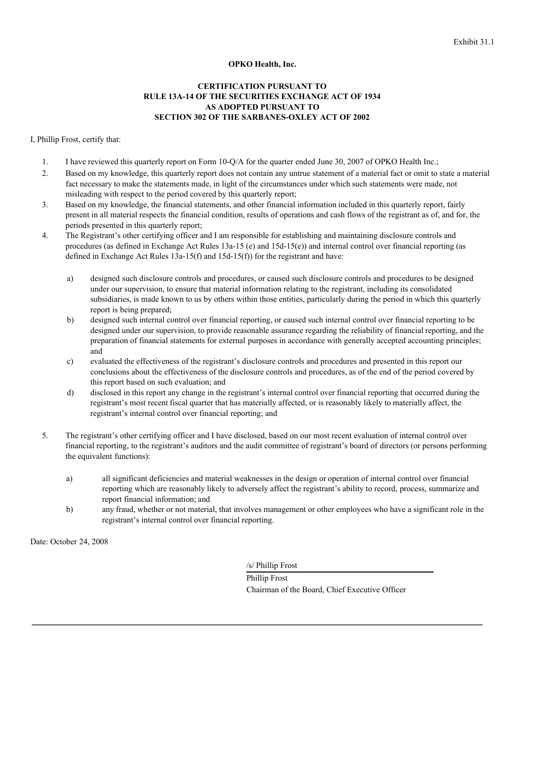Exhibit 31.1

**OPKO Health, Inc.**

**CERTIFICATION PURSUANT TO
RULE 13A-14 OF THE SECURITIES EXCHANGE ACT OF 1934
AS ADOPTED PURSUANT TO
SECTION 302 OF THE SARBANES-OXLEY ACT OF 2002**

I, Phillip Frost, certify that:

1. I have reviewed this quarterly report on Form 10-Q/A for the quarter ended June 30, 2007 of OPKO Health Inc.;
2. Based on my knowledge, this quarterly report does not contain any untrue statement of a material fact or omit to state a material fact necessary to make the statements made, in light of the circumstances under which such statements were made, not misleading with respect to the period covered by this quarterly report;
3. Based on my knowledge, the financial statements, and other financial information included in this quarterly report, fairly present in all material respects the financial condition, results of operations and cash flows of the registrant as of, and for, the periods presented in this quarterly report;
4. The Registrant's other certifying officer and I am responsible for establishing and maintaining disclosure controls and procedures (as defined in Exchange Act Rules 13a-15 (e) and 15d-15(e)) and internal control over financial reporting (as defined in Exchange Act Rules 13a-15(f) and 15d-15(f)) for the registrant and have:

   a) designed such disclosure controls and procedures, or caused such disclosure controls and procedures to be designed under our supervision, to ensure that material information relating to the registrant, including its consolidated subsidiaries, is made known to us by others within those entities, particularly during the period in which this quarterly report is being prepared;
   b) designed such internal control over financial reporting, or caused such internal control over financial reporting to be designed under our supervision, to provide reasonable assurance regarding the reliability of financial reporting, and the preparation of financial statements for external purposes in accordance with generally accepted accounting principles; and
   c) evaluated the effectiveness of the registrant's disclosure controls and procedures and presented in this report our conclusions about the effectiveness of the disclosure controls and procedures, as of the end of the period covered by this report based on such evaluation; and
   d) disclosed in this report any change in the registrant's internal control over financial reporting that occurred during the registrant's most recent fiscal quarter that has materially affected, or is reasonably likely to materially affect, the registrant's internal control over financial reporting; and

5. The registrant's other certifying officer and I have disclosed, based on our most recent evaluation of internal control over financial reporting, to the registrant's auditors and the audit committee of registrant's board of directors (or persons performing the equivalent functions):

   a) all significant deficiencies and material weaknesses in the design or operation of internal control over financial reporting which are reasonably likely to adversely affect the registrant's ability to record, process, summarize and report financial information; and
   b) any fraud, whether or not material, that involves management or other employees who have a significant role in the registrant's internal control over financial reporting.

Date: October 24, 2008

/s/ Phillip Frost

Phillip Frost
Chairman of the Board, Chief Executive Officer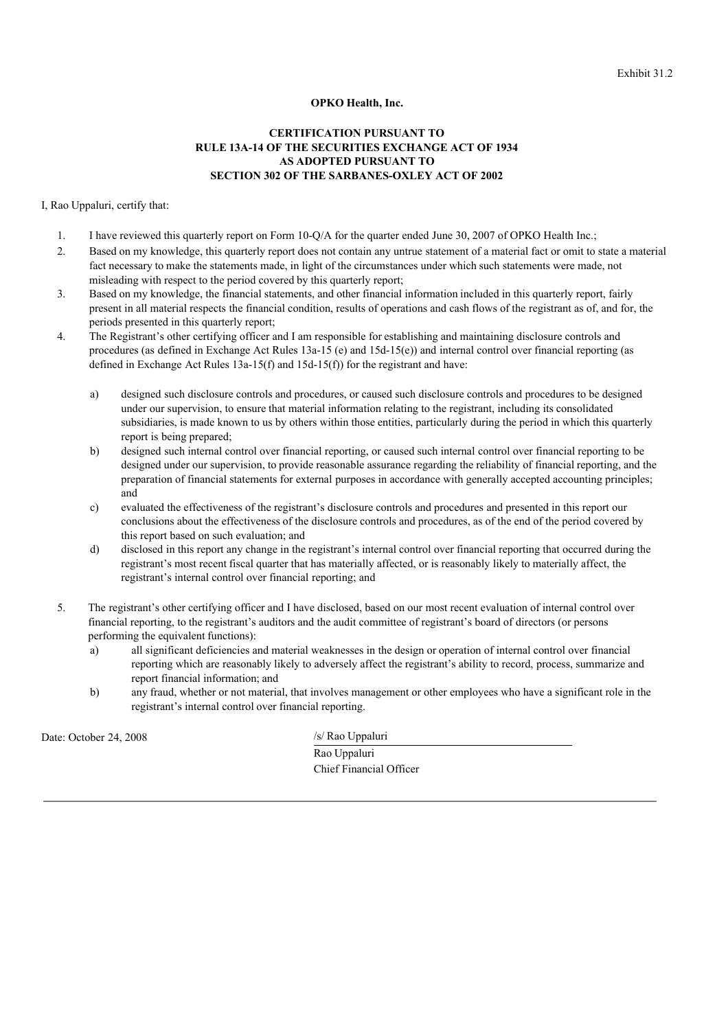Exhibit 31.2

**OPKO Health, Inc.**

**CERTIFICATION PURSUANT TO
RULE 13A-14 OF THE SECURITIES EXCHANGE ACT OF 1934
AS ADOPTED PURSUANT TO
SECTION 302 OF THE SARBANES-OXLEY ACT OF 2002**

I, Rao Uppaluri, certify that:

1. I have reviewed this quarterly report on Form 10-Q/A for the quarter ended June 30, 2007 of OPKO Health Inc.;
2. Based on my knowledge, this quarterly report does not contain any untrue statement of a material fact or omit to state a material fact necessary to make the statements made, in light of the circumstances under which such statements were made, not misleading with respect to the period covered by this quarterly report;
3. Based on my knowledge, the financial statements, and other financial information included in this quarterly report, fairly present in all material respects the financial condition, results of operations and cash flows of the registrant as of, and for, the periods presented in this quarterly report;
4. The Registrant's other certifying officer and I am responsible for establishing and maintaining disclosure controls and procedures (as defined in Exchange Act Rules 13a-15 (e) and 15d-15(e)) and internal control over financial reporting (as defined in Exchange Act Rules 13a-15(f) and 15d-15(f)) for the registrant and have:

   a) designed such disclosure controls and procedures, or caused such disclosure controls and procedures to be designed under our supervision, to ensure that material information relating to the registrant, including its consolidated subsidiaries, is made known to us by others within those entities, particularly during the period in which this quarterly report is being prepared;
   b) designed such internal control over financial reporting, or caused such internal control over financial reporting to be designed under our supervision, to provide reasonable assurance regarding the reliability of financial reporting, and the preparation of financial statements for external purposes in accordance with generally accepted accounting principles; and
   c) evaluated the effectiveness of the registrant's disclosure controls and procedures and presented in this report our conclusions about the effectiveness of the disclosure controls and procedures, as of the end of the period covered by this report based on such evaluation; and
   d) disclosed in this report any change in the registrant's internal control over financial reporting that occurred during the registrant's most recent fiscal quarter that has materially affected, or is reasonably likely to materially affect, the registrant's internal control over financial reporting; and

5. The registrant's other certifying officer and I have disclosed, based on our most recent evaluation of internal control over financial reporting, to the registrant's auditors and the audit committee of registrant's board of directors (or persons performing the equivalent functions):
   a) all significant deficiencies and material weaknesses in the design or operation of internal control over financial reporting which are reasonably likely to adversely affect the registrant's ability to record, process, summarize and report financial information; and
   b) any fraud, whether or not material, that involves management or other employees who have a significant role in the registrant's internal control over financial reporting.

Date: October 24, 2008

/s/ Rao Uppaluri

Rao Uppaluri
Chief Financial Officer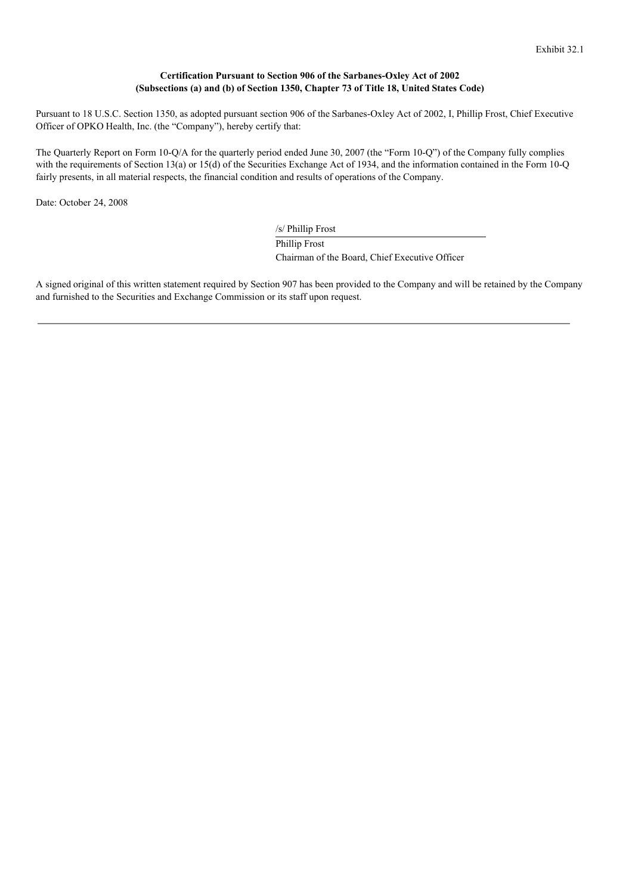Exhibit 32.1

**Certification Pursuant to Section 906 of the Sarbanes-Oxley Act of 2002**
**(Subsections (a) and (b) of Section 1350, Chapter 73 of Title 18, United States Code)**

Pursuant to 18 U.S.C. Section 1350, as adopted pursuant section 906 of the Sarbanes-Oxley Act of 2002, I, Phillip Frost, Chief Executive Officer of OPKO Health, Inc. (the "Company"), hereby certify that:

The Quarterly Report on Form 10-Q/A for the quarterly period ended June 30, 2007 (the "Form 10-Q") of the Company fully complies with the requirements of Section 13(a) or 15(d) of the Securities Exchange Act of 1934, and the information contained in the Form 10-Q fairly presents, in all material respects, the financial condition and results of operations of the Company.

Date: October 24, 2008

/s/ Phillip Frost

Phillip Frost
Chairman of the Board, Chief Executive Officer

A signed original of this written statement required by Section 907 has been provided to the Company and will be retained by the Company and furnished to the Securities and Exchange Commission or its staff upon request.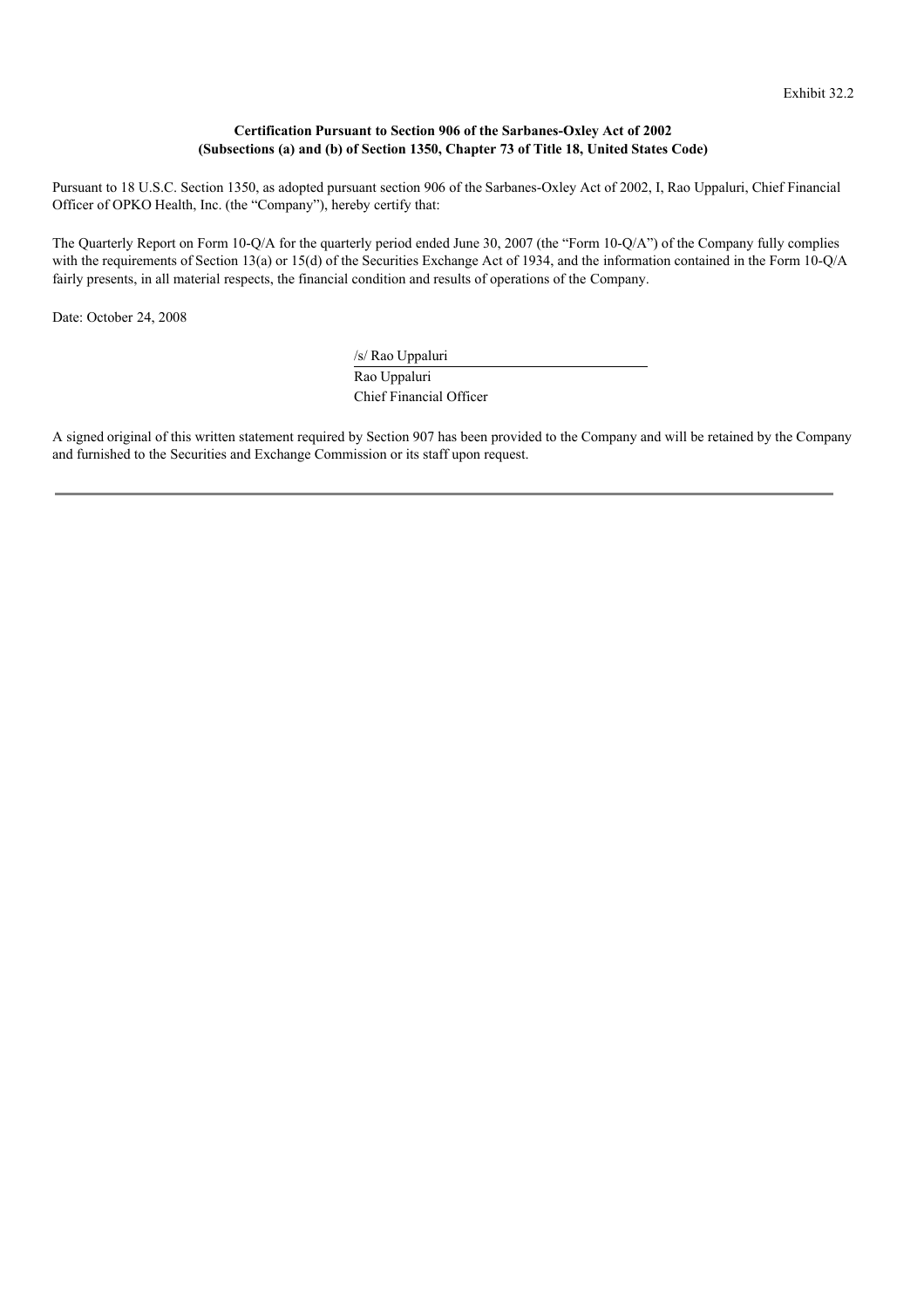Exhibit 32.2

**Certification Pursuant to Section 906 of the Sarbanes-Oxley Act of 2002**
**(Subsections (a) and (b) of Section 1350, Chapter 73 of Title 18, United States Code)**

Pursuant to 18 U.S.C. Section 1350, as adopted pursuant section 906 of the Sarbanes-Oxley Act of 2002, I, Rao Uppaluri, Chief Financial Officer of OPKO Health, Inc. (the "Company"), hereby certify that:

The Quarterly Report on Form 10-Q/A for the quarterly period ended June 30, 2007 (the "Form 10-Q/A") of the Company fully complies with the requirements of Section 13(a) or 15(d) of the Securities Exchange Act of 1934, and the information contained in the Form 10-Q/A fairly presents, in all material respects, the financial condition and results of operations of the Company.

Date: October 24, 2008

/s/ Rao Uppaluri
Rao Uppaluri
Chief Financial Officer

A signed original of this written statement required by Section 907 has been provided to the Company and will be retained by the Company and furnished to the Securities and Exchange Commission or its staff upon request.